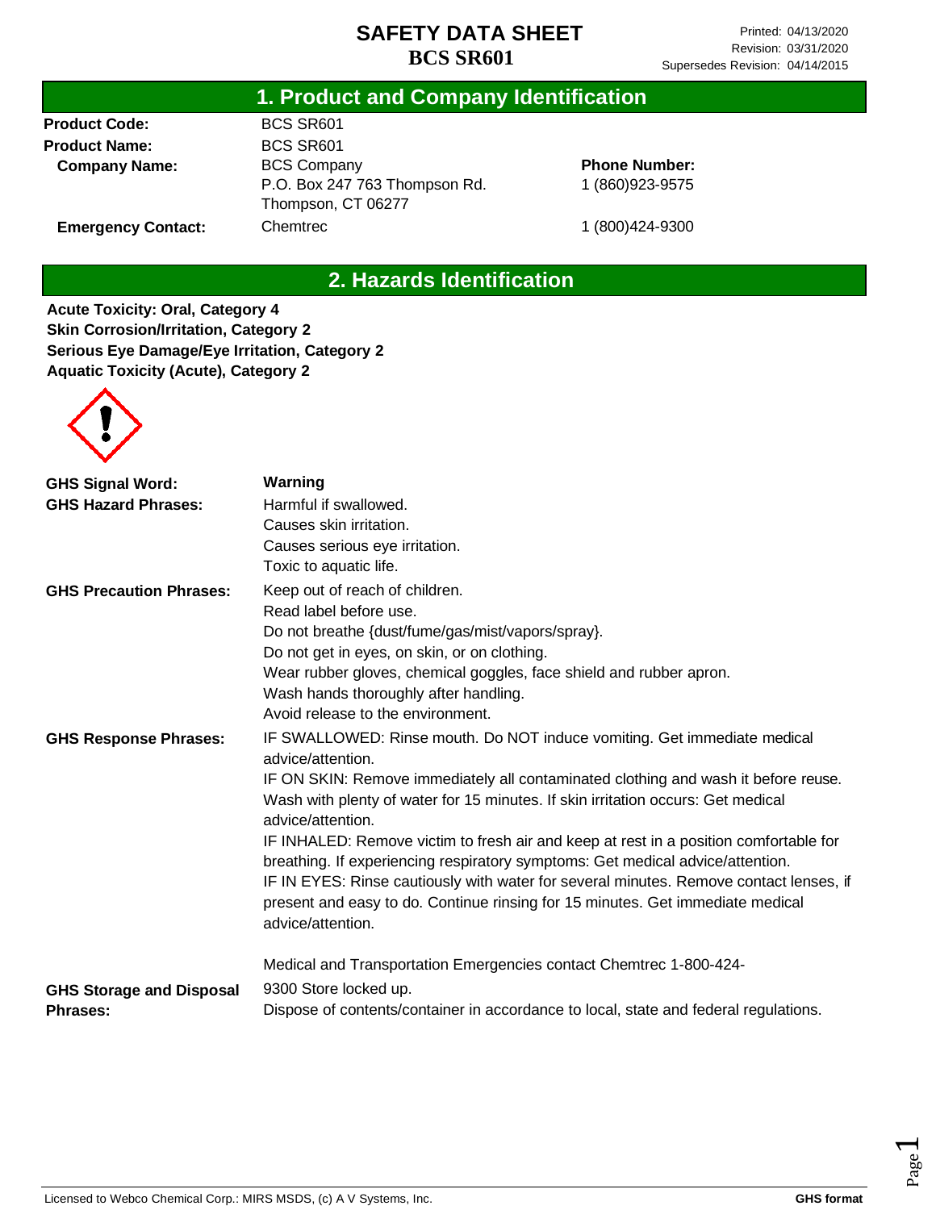# SAFETY DATA SHEET
# BCS SR601

Printed: 04/13/2020
Revision: 03/31/2020
Supersedes Revision: 04/14/2015

## 1. Product and Company Identification

**Product Code:** BCS SR601

**Product Name:** BCS SR601

**Company Name:** BCS Company
P.O. Box 247 763 Thompson Rd.
Thompson, CT 06277

**Phone Number:** 1 (860)923-9575

**Emergency Contact:** Chemtrec 1 (800)424-9300

## 2. Hazards Identification

**Acute Toxicity: Oral, Category 4**
**Skin Corrosion/Irritation, Category 2**
**Serious Eye Damage/Eye Irritation, Category 2**
**Aquatic Toxicity (Acute), Category 2**

**GHS Signal Word:** **Warning**

**GHS Hazard Phrases:**
Harmful if swallowed.
Causes skin irritation.
Causes serious eye irritation.
Toxic to aquatic life.

**GHS Precaution Phrases:**
Keep out of reach of children.
Read label before use.
Do not breathe {dust/fume/gas/mist/vapors/spray}.
Do not get in eyes, on skin, or on clothing.
Wear rubber gloves, chemical goggles, face shield and rubber apron.
Wash hands thoroughly after handling.
Avoid release to the environment.

**GHS Response Phrases:**
IF SWALLOWED: Rinse mouth. Do NOT induce vomiting. Get immediate medical advice/attention.
IF ON SKIN: Remove immediately all contaminated clothing and wash it before reuse. Wash with plenty of water for 15 minutes. If skin irritation occurs: Get medical advice/attention.
IF INHALED: Remove victim to fresh air and keep at rest in a position comfortable for breathing. If experiencing respiratory symptoms: Get medical advice/attention.
IF IN EYES: Rinse cautiously with water for several minutes. Remove contact lenses, if present and easy to do. Continue rinsing for 15 minutes. Get immediate medical advice/attention.

Medical and Transportation Emergencies contact Chemtrec 1-800-424-9300

**GHS Storage and Disposal Phrases:**
Store locked up.
Dispose of contents/container in accordance to local, state and federal regulations.

Licensed to Webco Chemical Corp.: MIRS MSDS, (c) A V Systems, Inc. **GHS format**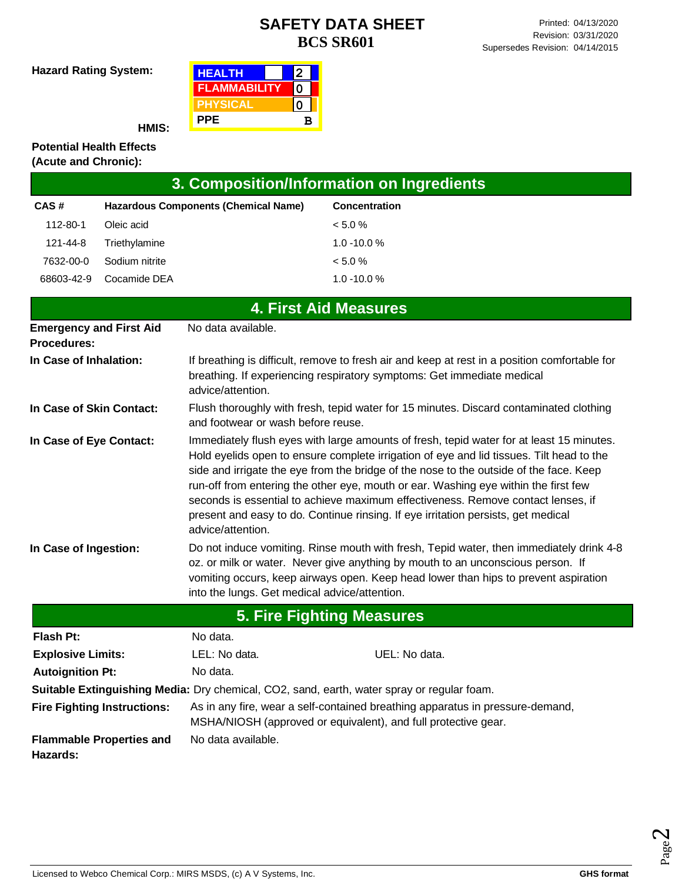# SAFETY DATA SHEET
## BCS SR601

Printed: 04/13/2020
Revision: 03/31/2020
Supersedes Revision: 04/14/2015

**Hazard Rating System:**

**HMIS:**

| | |
|---|---|
| HEALTH | 2 |
| FLAMMABILITY | 0 |
| PHYSICAL | 0 |
| PPE | B |

**Potential Health Effects (Acute and Chronic):**

## 3. Composition/Information on Ingredients

| CAS # | Hazardous Components (Chemical Name) | Concentration |
|---|---|---|
| 112-80-1 | Oleic acid | < 5.0 % |
| 121-44-8 | Triethylamine | 1.0 -10.0 % |
| 7632-00-0 | Sodium nitrite | < 5.0 % |
| 68603-42-9 | Cocamide DEA | 1.0 -10.0 % |

## 4. First Aid Measures

**Emergency and First Aid Procedures:** No data available.

**In Case of Inhalation:** If breathing is difficult, remove to fresh air and keep at rest in a position comfortable for breathing. If experiencing respiratory symptoms: Get immediate medical advice/attention.

**In Case of Skin Contact:** Flush thoroughly with fresh, tepid water for 15 minutes. Discard contaminated clothing and footwear or wash before reuse.

**In Case of Eye Contact:** Immediately flush eyes with large amounts of fresh, tepid water for at least 15 minutes. Hold eyelids open to ensure complete irrigation of eye and lid tissues. Tilt head to the side and irrigate the eye from the bridge of the nose to the outside of the face. Keep run-off from entering the other eye, mouth or ear. Washing eye within the first few seconds is essential to achieve maximum effectiveness. Remove contact lenses, if present and easy to do. Continue rinsing. If eye irritation persists, get medical advice/attention.

**In Case of Ingestion:** Do not induce vomiting. Rinse mouth with fresh, Tepid water, then immediately drink 4-8 oz. or milk or water. Never give anything by mouth to an unconscious person. If vomiting occurs, keep airways open. Keep head lower than hips to prevent aspiration into the lungs. Get medical advice/attention.

## 5. Fire Fighting Measures

**Flash Pt:** No data.

**Explosive Limits:** LEL: No data. UEL: No data.

**Autoignition Pt:** No data.

**Suitable Extinguishing Media:** Dry chemical, CO2, sand, earth, water spray or regular foam.

**Fire Fighting Instructions:** As in any fire, wear a self-contained breathing apparatus in pressure-demand, MSHA/NIOSH (approved or equivalent), and full protective gear.

**Flammable Properties and Hazards:** No data available.

Licensed to Webco Chemical Corp.: MIRS MSDS, (c) A V Systems, Inc. **GHS format**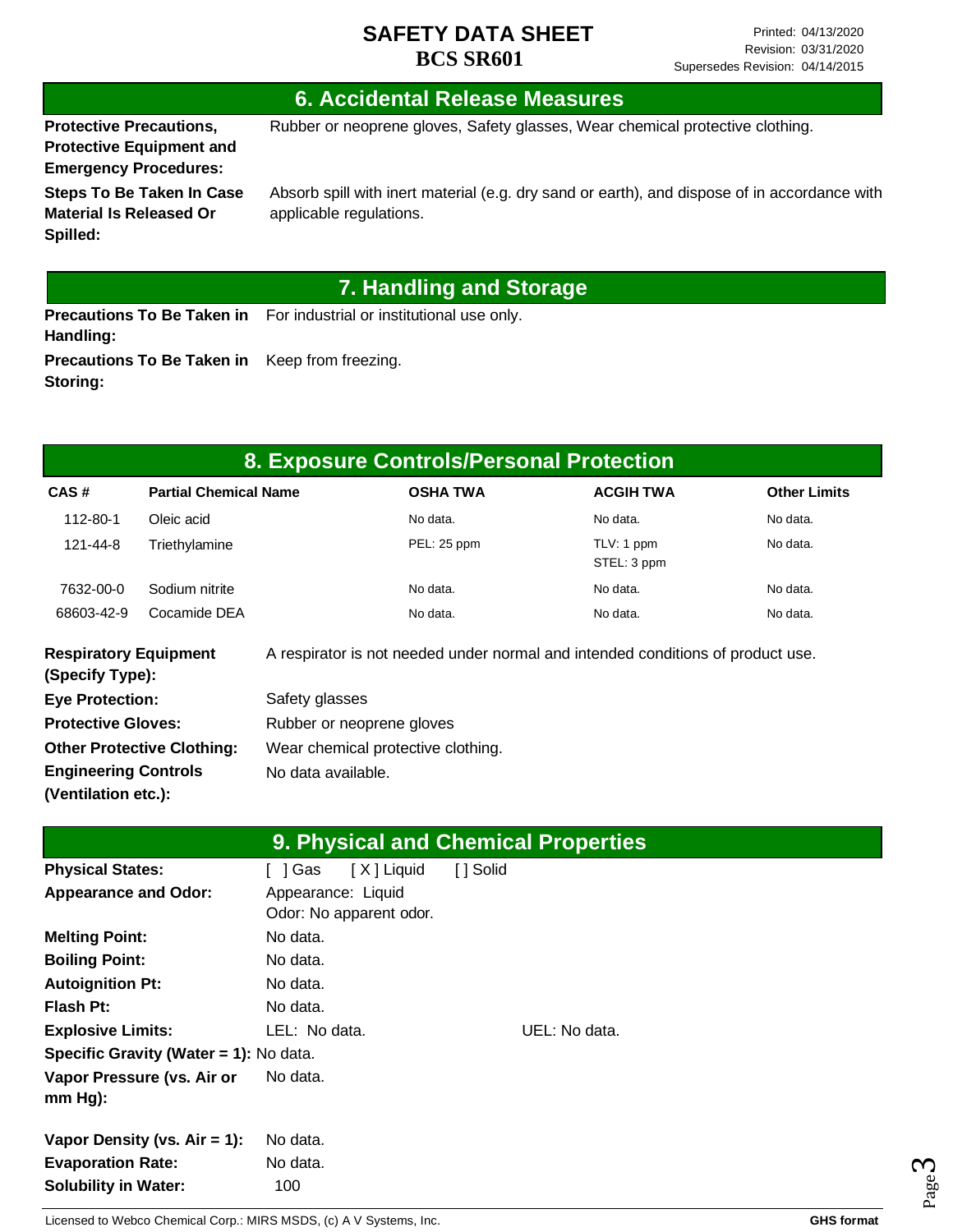# SAFETY DATA SHEET
## BCS SR601

## 6. Accidental Release Measures

**Protective Precautions, Protective Equipment and Emergency Procedures:** Rubber or neoprene gloves, Safety glasses, Wear chemical protective clothing.

**Steps To Be Taken In Case Material Is Released Or Spilled:** Absorb spill with inert material (e.g. dry sand or earth), and dispose of in accordance with applicable regulations.

## 7. Handling and Storage

**Precautions To Be Taken in Handling:** For industrial or institutional use only.

**Precautions To Be Taken in Storing:** Keep from freezing.

## 8. Exposure Controls/Personal Protection

| CAS # | Partial Chemical Name | OSHA TWA | ACGIH TWA | Other Limits |
|---|---|---|---|---|
| 112-80-1 | Oleic acid | No data. | No data. | No data. |
| 121-44-8 | Triethylamine | PEL: 25 ppm | TLV: 1 ppm<br>STEL: 3 ppm | No data. |
| 7632-00-0 | Sodium nitrite | No data. | No data. | No data. |
| 68603-42-9 | Cocamide DEA | No data. | No data. | No data. |

**Respiratory Equipment (Specify Type):** A respirator is not needed under normal and intended conditions of product use.

**Eye Protection:** Safety glasses

**Protective Gloves:** Rubber or neoprene gloves

**Other Protective Clothing:** Wear chemical protective clothing.

**Engineering Controls (Ventilation etc.):** No data available.

## 9. Physical and Chemical Properties

**Physical States:** [ ] Gas [ X ] Liquid [ ] Solid

**Appearance and Odor:** Appearance: Liquid
Odor: No apparent odor.

**Melting Point:** No data.

**Boiling Point:** No data.

**Autoignition Pt:** No data.

**Flash Pt:** No data.

**Explosive Limits:** LEL: No data. UEL: No data.

**Specific Gravity (Water = 1):** No data.

**Vapor Pressure (vs. Air or mm Hg):** No data.

**Vapor Density (vs. Air = 1):** No data.

**Evaporation Rate:** No data.

**Solubility in Water:** 100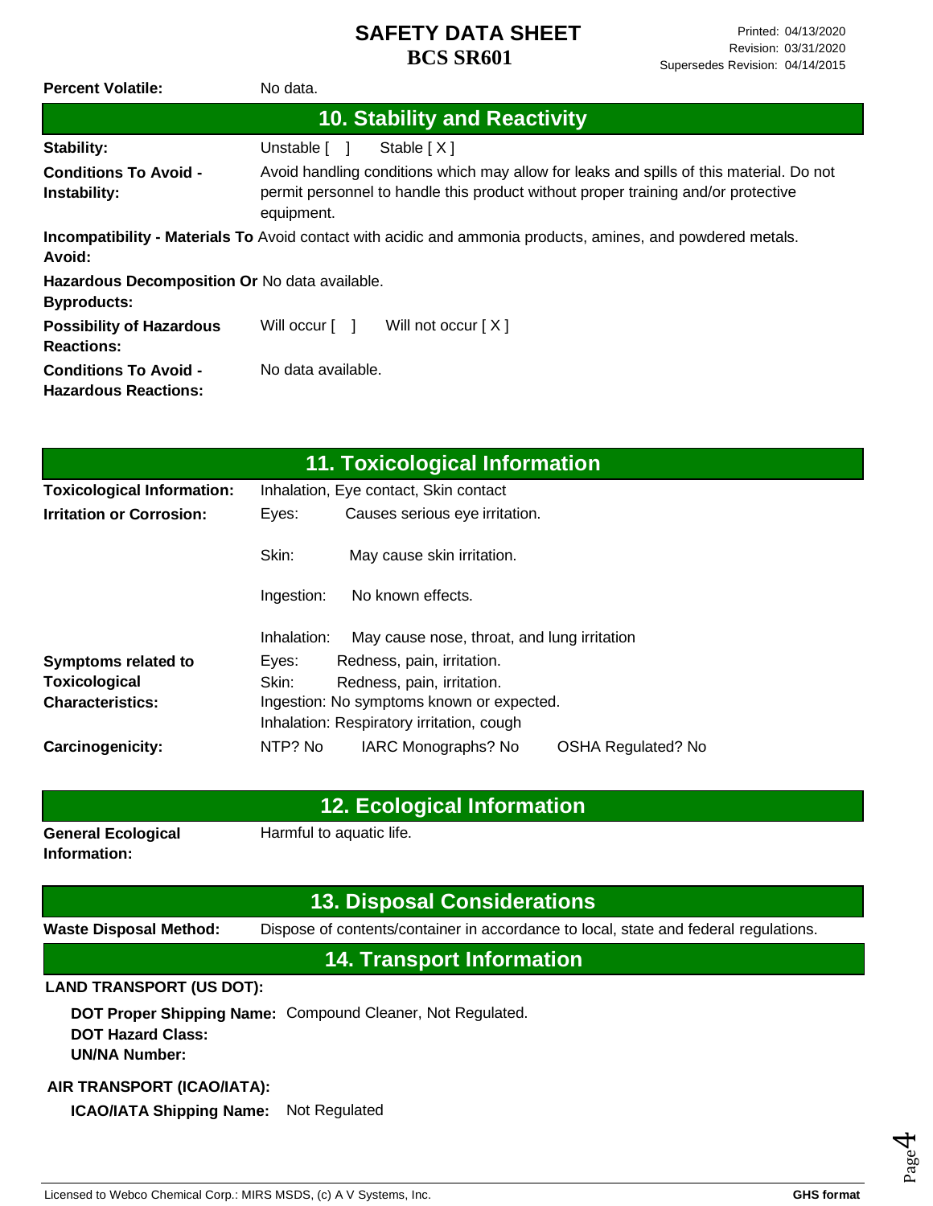**Percent Volatile:** No data.

## 10. Stability and Reactivity

**Stability:** Unstable [ ] Stable [ X ]

**Conditions To Avoid - Instability:** Avoid handling conditions which may allow for leaks and spills of this material. Do not permit personnel to handle this product without proper training and/or protective equipment.

**Incompatibility - Materials To Avoid:** Avoid contact with acidic and ammonia products, amines, and powdered metals.

**Hazardous Decomposition Or Byproducts:** No data available.

**Possibility of Hazardous Reactions:** Will occur [ ] Will not occur [ X ]

**Conditions To Avoid - Hazardous Reactions:** No data available.

## 11. Toxicological Information

**Toxicological Information:** Inhalation, Eye contact, Skin contact

**Irritation or Corrosion:**
- Eyes: Causes serious eye irritation.
- Skin: May cause skin irritation.
- Ingestion: No known effects.
- Inhalation: May cause nose, throat, and lung irritation

**Symptoms related to Toxicological Characteristics:**
- Eyes: Redness, pain, irritation.
- Skin: Redness, pain, irritation.
- Ingestion: No symptoms known or expected.
- Inhalation: Respiratory irritation, cough

**Carcinogenicity:** NTP? No IARC Monographs? No OSHA Regulated? No

## 12. Ecological Information

**General Ecological Information:** Harmful to aquatic life.

## 13. Disposal Considerations

**Waste Disposal Method:** Dispose of contents/container in accordance to local, state and federal regulations.

## 14. Transport Information

**LAND TRANSPORT (US DOT):**

**DOT Proper Shipping Name:** Compound Cleaner, Not Regulated.
**DOT Hazard Class:**
**UN/NA Number:**

**AIR TRANSPORT (ICAO/IATA):**

**ICAO/IATA Shipping Name:** Not Regulated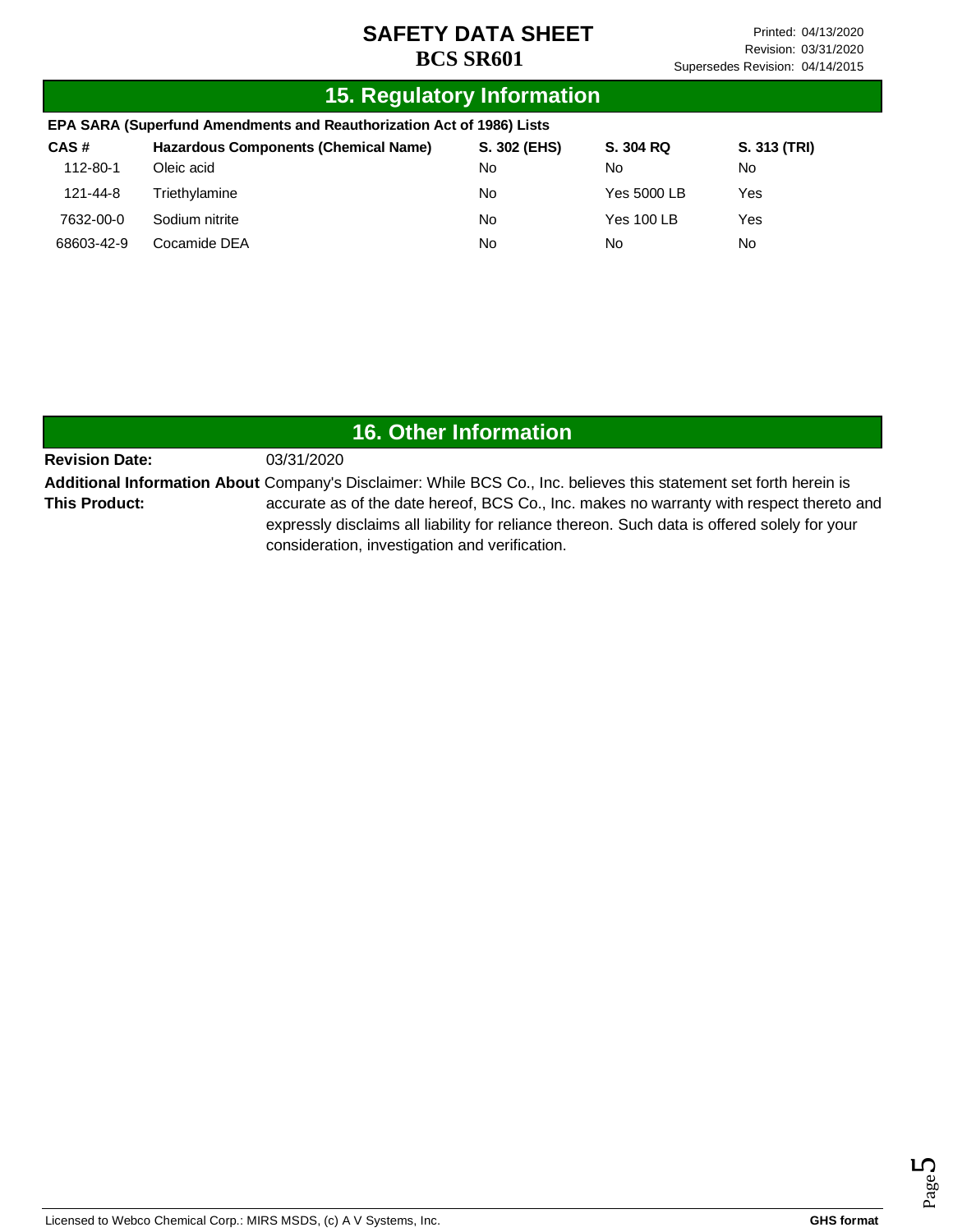## 15. Regulatory Information

**EPA SARA (Superfund Amendments and Reauthorization Act of 1986) Lists**

| CAS # | Hazardous Components (Chemical Name) | S. 302 (EHS) | S. 304 RQ | S. 313 (TRI) |
|---|---|---|---|---|
| 112-80-1 | Oleic acid | No | No | No |
| 121-44-8 | Triethylamine | No | Yes 5000 LB | Yes |
| 7632-00-0 | Sodium nitrite | No | Yes 100 LB | Yes |
| 68603-42-9 | Cocamide DEA | No | No | No |

## 16. Other Information

**Revision Date:** 03/31/2020

**Additional Information About This Product:** Company's Disclaimer: While BCS Co., Inc. believes this statement set forth herein is accurate as of the date hereof, BCS Co., Inc. makes no warranty with respect thereto and expressly disclaims all liability for reliance thereon. Such data is offered solely for your consideration, investigation and verification.